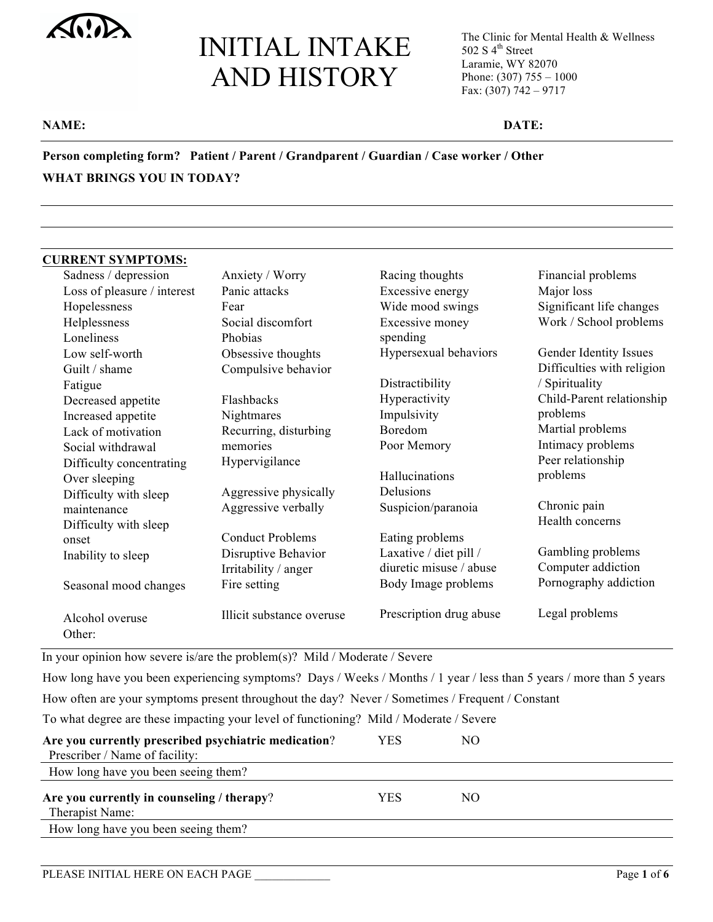# INITIAL INTAKE AND HISTORY

The Clinic for Mental Health & Wellness
502 S 4th Street
Laramie, WY 82070
Phone: (307) 755 – 1000
Fax: (307) 742 – 9717

**NAME:** **DATE:**

**Person completing form? Patient / Parent / Grandparent / Guardian / Case worker / Other**

**WHAT BRINGS YOU IN TODAY?**

---

---

---

**CURRENT SYMPTOMS:**

| | | | |
|---|---|---|---|
| Sadness / depression | Anxiety / Worry | Racing thoughts | Financial problems |
| Loss of pleasure / interest | Panic attacks | Excessive energy | Major loss |
| Hopelessness | Fear | Wide mood swings | Significant life changes |
| Helplessness | Social discomfort | Excessive money spending | Work / School problems |
| Loneliness | Phobias | Hypersexual behaviors | Gender Identity Issues |
| Low self-worth | Obsessive thoughts | Distractibility | Difficulties with religion / Spirituality |
| Guilt / shame | Compulsive behavior | Hyperactivity | Child-Parent relationship problems |
| Fatigue | Flashbacks | Impulsivity | Martial problems |
| Decreased appetite | Nightmares | Boredom | Intimacy problems |
| Increased appetite | Recurring, disturbing memories | Poor Memory | Peer relationship problems |
| Lack of motivation | Hypervigilance | Hallucinations | Chronic pain |
| Social withdrawal | Aggressive physically | Delusions | Health concerns |
| Difficulty concentrating | Aggressive verbally | Suspicion/paranoia | Gambling problems |
| Over sleeping | Conduct Problems | Eating problems | Computer addiction |
| Difficulty with sleep maintenance | Disruptive Behavior | Laxative / diet pill / diuretic misuse / abuse | Pornography addiction |
| Difficulty with sleep onset | Irritability / anger | Body Image problems | Legal problems |
| Inability to sleep | Fire setting | Prescription drug abuse | |
| Seasonal mood changes | Illicit substance overuse | | |
| Alcohol overuse | | | |
| Other: | | | |

In your opinion how severe is/are the problem(s)? Mild / Moderate / Severe

How long have you been experiencing symptoms? Days / Weeks / Months / 1 year / less than 5 years / more than 5 years

How often are your symptoms present throughout the day? Never / Sometimes / Frequent / Constant

To what degree are these impacting your level of functioning? Mild / Moderate / Severe

**Are you currently prescribed psychiatric medication?** YES NO

Prescriber / Name of facility:

How long have you been seeing them?

**Are you currently in counseling / therapy?** YES NO

Therapist Name:

How long have you been seeing them?

PLEASE INITIAL HERE ON EACH PAGE _____________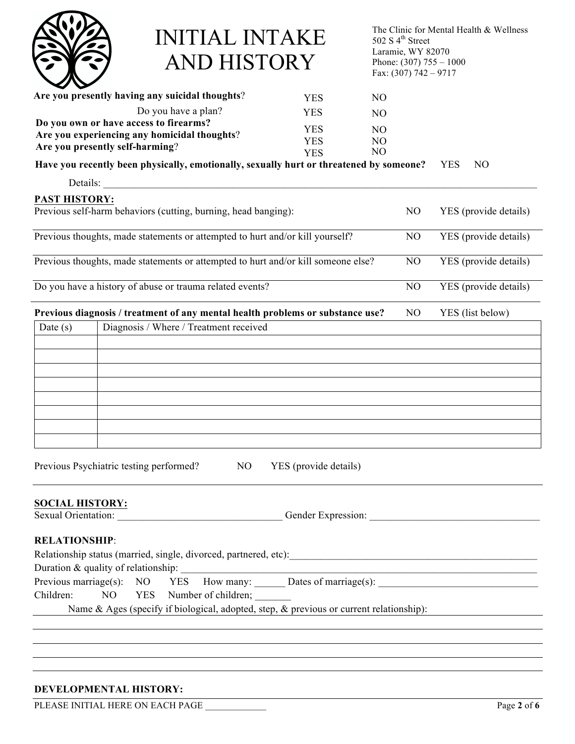# INITIAL INTAKE AND HISTORY

The Clinic for Mental Health & Wellness
502 S 4th Street
Laramie, WY 82070
Phone: (307) 755 – 1000
Fax: (307) 742 – 9717

**Are you presently having any suicidal thoughts**? YES NO

Do you have a plan? YES NO

**Do you own or have access to firearms?** YES NO

**Are you experiencing any homicidal thoughts**? YES NO

**Are you presently self-harming**? YES NO

**Have you recently been physically, emotionally, sexually hurt or threatened by someone?** YES NO

Details: ______________________________________________________________________________________

**PAST HISTORY:**

Previous self-harm behaviors (cutting, burning, head banging): NO YES (provide details)

Previous thoughts, made statements or attempted to hurt and/or kill yourself? NO YES (provide details)

Previous thoughts, made statements or attempted to hurt and/or kill someone else? NO YES (provide details)

Do you have a history of abuse or trauma related events? NO YES (provide details)

**Previous diagnosis / treatment of any mental health problems or substance use?** NO YES (list below)

| Date (s) | Diagnosis / Where / Treatment received |
|---|---|
| | |
| | |
| | |
| | |
| | |
| | |
| | |
| | |

Previous Psychiatric testing performed? NO YES (provide details)

**SOCIAL HISTORY:**

Sexual Orientation: ________________________________ Gender Expression: _________________________________

**RELATIONSHIP**:

Relationship status (married, single, divorced, partnered, etc):________________________________________________

Duration & quality of relationship: ________________________________________________________________

Previous marriage(s): NO YES How many: ______ Dates of marriage(s): ________________________________

Children: NO YES Number of children; _______

Name & Ages (specify if biological, adopted, step, & previous or current relationship):

**DEVELOPMENTAL HISTORY:**

PLEASE INITIAL HERE ON EACH PAGE ____________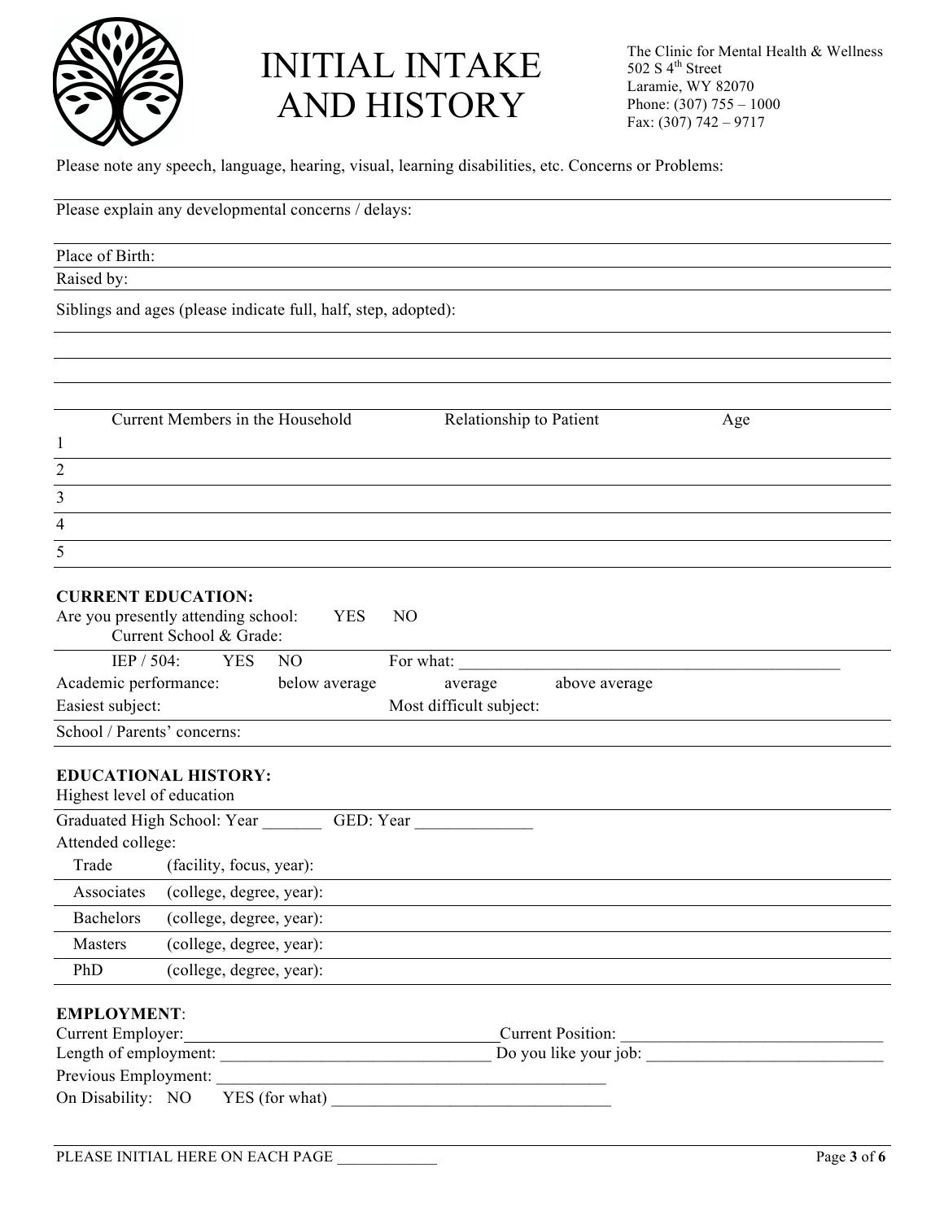# INITIAL INTAKE AND HISTORY

The Clinic for Mental Health & Wellness
502 S 4th Street
Laramie, WY 82070
Phone: (307) 755 – 1000
Fax: (307) 742 – 9717

Please note any speech, language, hearing, visual, learning disabilities, etc. Concerns or Problems:

Please explain any developmental concerns / delays:

Place of Birth:

Raised by:

Siblings and ages (please indicate full, half, step, adopted):

| | Current Members in the Household | Relationship to Patient | Age |
|---|---|---|---|
| 1 | | | |
| 2 | | | |
| 3 | | | |
| 4 | | | |
| 5 | | | |

**CURRENT EDUCATION:**

Are you presently attending school: YES NO

Current School & Grade:

IEP / 504: YES NO For what: ______________________________________________

Academic performance: below average average above average

Easiest subject: Most difficult subject:

School / Parents' concerns:

**EDUCATIONAL HISTORY:**

Highest level of education

Graduated High School: Year _______ GED: Year ______________

Attended college:

- Trade (facility, focus, year):
- Associates (college, degree, year):
- Bachelors (college, degree, year):
- Masters (college, degree, year):
- PhD (college, degree, year):

**EMPLOYMENT**:

Current Employer:______________________________________Current Position: ________________________________

Length of employment: _________________________________ Do you like your job: _____________________________

Previous Employment: _______________________________________________

On Disability: NO YES (for what) __________________________________

PLEASE INITIAL HERE ON EACH PAGE ____________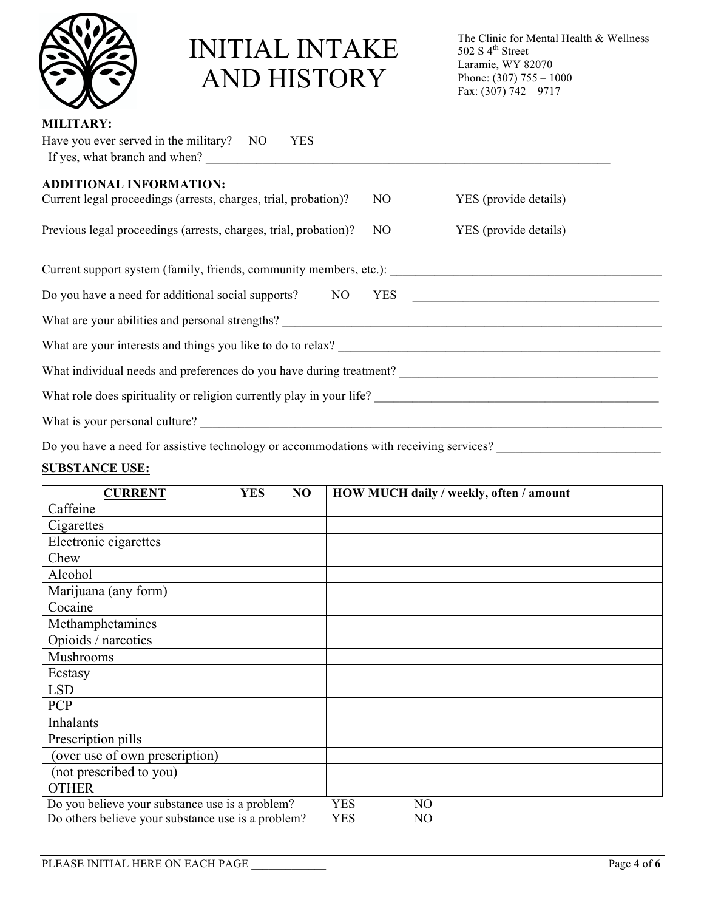# INITIAL INTAKE AND HISTORY

The Clinic for Mental Health & Wellness
502 S 4th Street
Laramie, WY 82070
Phone: (307) 755 – 1000
Fax: (307) 742 – 9717

**MILITARY:**

Have you ever served in the military? NO YES

If yes, what branch and when? ______________________________________________________________________

**ADDITIONAL INFORMATION:**

Current legal proceedings (arrests, charges, trial, probation)? NO YES (provide details)

______________________________________________________________________

Previous legal proceedings (arrests, charges, trial, probation)? NO YES (provide details)

______________________________________________________________________

Current support system (family, friends, community members, etc.): ____________________________________________

Do you have a need for additional social supports? NO YES ________________________________________

What are your abilities and personal strengths? ____________________________________________________________

What are your interests and things you like to do to relax? ______________________________________________________

What individual needs and preferences do you have during treatment? ____________________________________________

What role does spirituality or religion currently play in your life? ______________________________________________

What is your personal culture? ______________________________________________________________________

Do you have a need for assistive technology or accommodations with receiving services? __________________________

**SUBSTANCE USE:**

| CURRENT | YES | NO | HOW MUCH daily / weekly, often / amount |
|---|---|---|---|
| Caffeine | | | |
| Cigarettes | | | |
| Electronic cigarettes | | | |
| Chew | | | |
| Alcohol | | | |
| Marijuana (any form) | | | |
| Cocaine | | | |
| Methamphetamines | | | |
| Opioids / narcotics | | | |
| Mushrooms | | | |
| Ecstasy | | | |
| LSD | | | |
| PCP | | | |
| Inhalants | | | |
| Prescription pills | | | |
| (over use of own prescription) | | | |
| (not prescribed to you) | | | |
| OTHER | | | |

Do you believe your substance use is a problem? YES NO

Do others believe your substance use is a problem? YES NO

PLEASE INITIAL HERE ON EACH PAGE ____________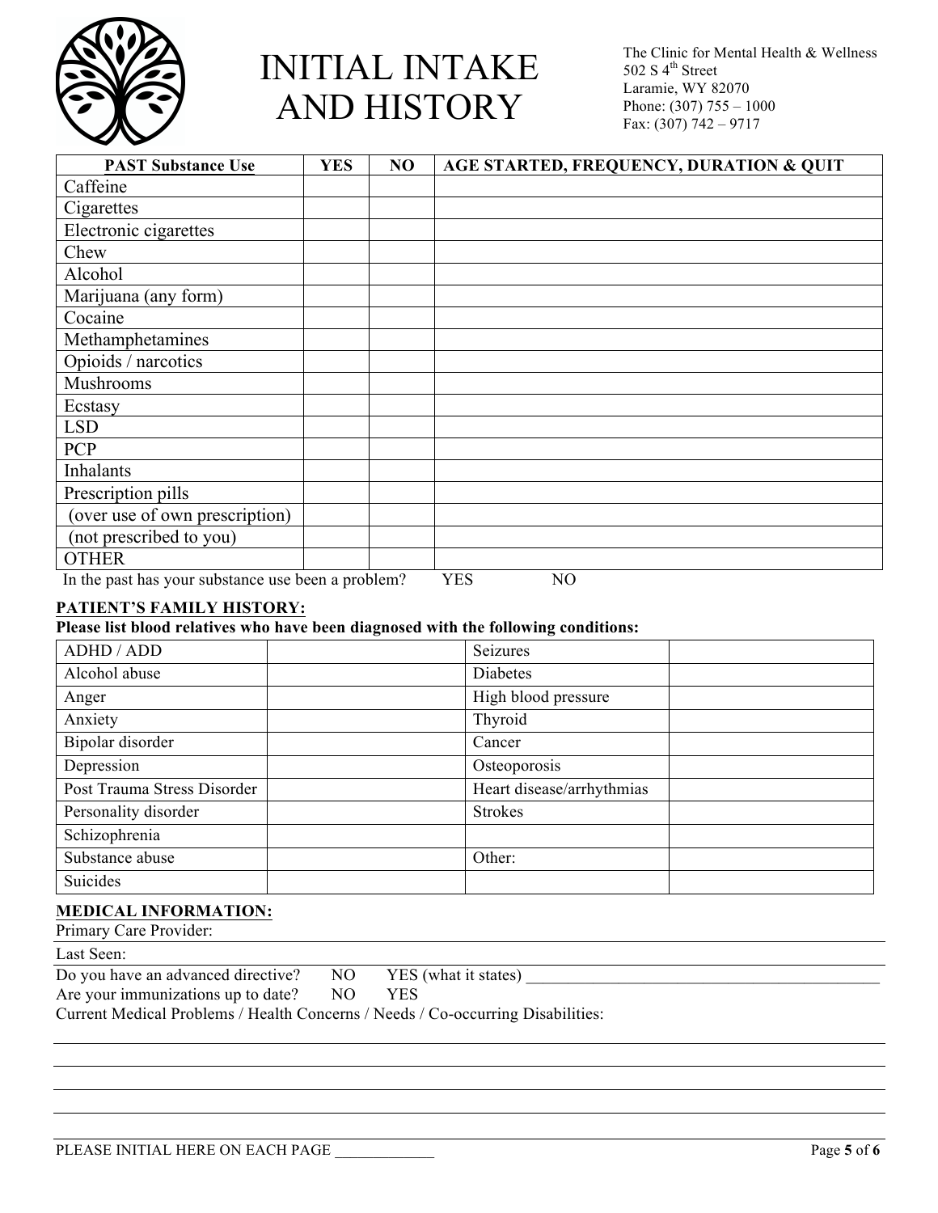# INITIAL INTAKE AND HISTORY

The Clinic for Mental Health & Wellness
502 S 4th Street
Laramie, WY 82070
Phone: (307) 755 – 1000
Fax: (307) 742 – 9717

| PAST Substance Use | YES | NO | AGE STARTED, FREQUENCY, DURATION & QUIT |
|---|---|---|---|
| Caffeine | | | |
| Cigarettes | | | |
| Electronic cigarettes | | | |
| Chew | | | |
| Alcohol | | | |
| Marijuana (any form) | | | |
| Cocaine | | | |
| Methamphetamines | | | |
| Opioids / narcotics | | | |
| Mushrooms | | | |
| Ecstasy | | | |
| LSD | | | |
| PCP | | | |
| Inhalants | | | |
| Prescription pills | | | |
| (over use of own prescription) | | | |
| (not prescribed to you) | | | |
| OTHER | | | |

In the past has your substance use been a problem? YES NO

**PATIENT'S FAMILY HISTORY:**

**Please list blood relatives who have been diagnosed with the following conditions:**

| | | | |
|---|---|---|---|
| ADHD / ADD | | Seizures | |
| Alcohol abuse | | Diabetes | |
| Anger | | High blood pressure | |
| Anxiety | | Thyroid | |
| Bipolar disorder | | Cancer | |
| Depression | | Osteoporosis | |
| Post Trauma Stress Disorder | | Heart disease/arrhythmias | |
| Personality disorder | | Strokes | |
| Schizophrenia | | | |
| Substance abuse | | Other: | |
| Suicides | | | |

**MEDICAL INFORMATION:**

Primary Care Provider:

Last Seen:

Do you have an advanced directive? NO YES (what it states) ____________________________________________

Are your immunizations up to date? NO YES

Current Medical Problems / Health Concerns / Needs / Co-occurring Disabilities:

PLEASE INITIAL HERE ON EACH PAGE ____________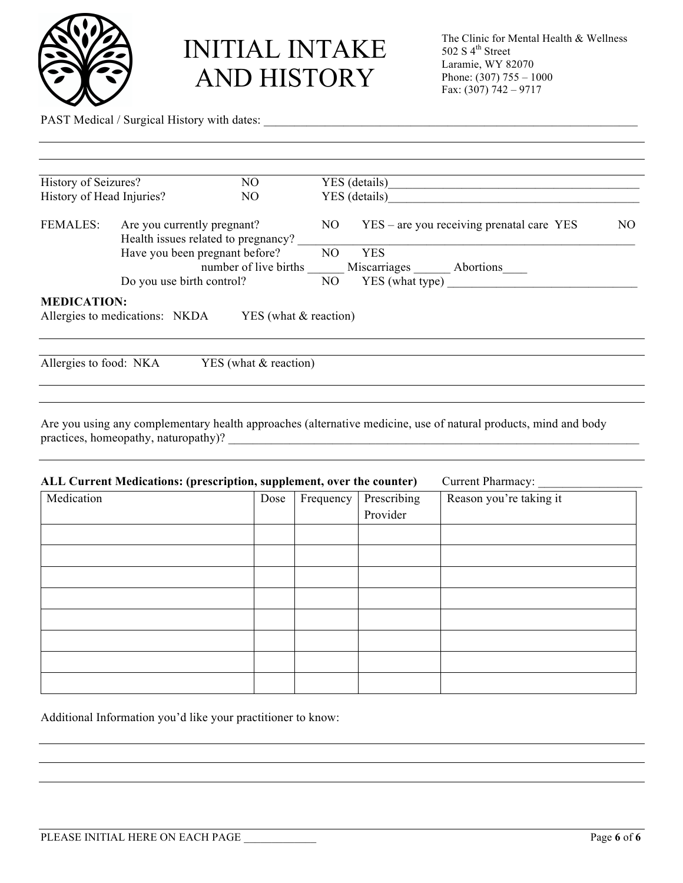# INITIAL INTAKE AND HISTORY

The Clinic for Mental Health & Wellness
502 S 4th Street
Laramie, WY 82070
Phone: (307) 755 – 1000
Fax: (307) 742 – 9717

PAST Medical / Surgical History with dates: ______________________________________________________________

______________________________________________________________________________

______________________________________________________________________________

History of Seizures? NO YES (details)__________________________________________

History of Head Injuries? NO YES (details)__________________________________________

FEMALES: Are you currently pregnant? NO YES – are you receiving prenatal care YES NO

Health issues related to pregnancy? ________________________________________________________

Have you been pregnant before? NO YES

number of live births ______ Miscarriages ______ Abortions____

Do you use birth control? NO YES (what type) _______________________________

**MEDICATION:**

Allergies to medications: NKDA YES (what & reaction)

______________________________________________________________________________

______________________________________________________________________________

Allergies to food: NKA YES (what & reaction)

______________________________________________________________________________

______________________________________________________________________________

Are you using any complementary health approaches (alternative medicine, use of natural products, mind and body practices, homeopathy, naturopathy)? ______________________________________________________________________

______________________________________________________________________________

**ALL Current Medications: (prescription, supplement, over the counter)** Current Pharmacy: _________________

| Medication | Dose | Frequency | Prescribing Provider | Reason you're taking it |
|---|---|---|---|---|
| | | | | |
| | | | | |
| | | | | |
| | | | | |
| | | | | |
| | | | | |
| | | | | |
| | | | | |

Additional Information you'd like your practitioner to know:

______________________________________________________________________________

______________________________________________________________________________

______________________________________________________________________________

PLEASE INITIAL HERE ON EACH PAGE ____________